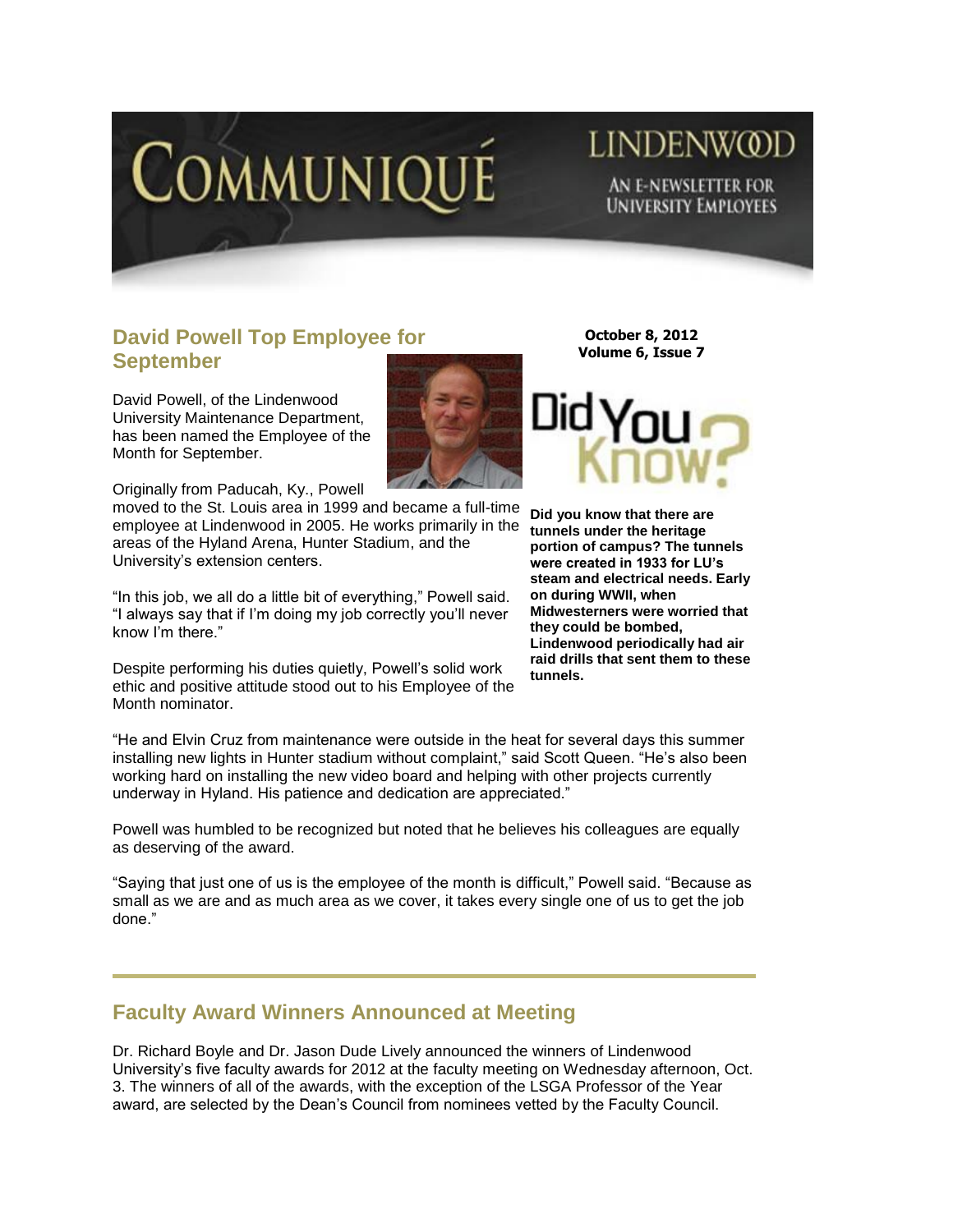# COMMUNIQUÉ

LINDENWOOD

AN E-NEWSLETTER FOR UNIVERSITY EMPLOYEES

**October 8, 2012**
**Volume 6, Issue 7**

## David Powell Top Employee for September

David Powell, of the Lindenwood University Maintenance Department, has been named the Employee of the Month for September.

Originally from Paducah, Ky., Powell moved to the St. Louis area in 1999 and became a full-time employee at Lindenwood in 2005. He works primarily in the areas of the Hyland Arena, Hunter Stadium, and the University's extension centers.

"In this job, we all do a little bit of everything," Powell said. "I always say that if I'm doing my job correctly you'll never know I'm there."

Despite performing his duties quietly, Powell's solid work ethic and positive attitude stood out to his Employee of the Month nominator.

"He and Elvin Cruz from maintenance were outside in the heat for several days this summer installing new lights in Hunter stadium without complaint," said Scott Queen. "He's also been working hard on installing the new video board and helping with other projects currently underway in Hyland. His patience and dedication are appreciated."

Powell was humbled to be recognized but noted that he believes his colleagues are equally as deserving of the award.

"Saying that just one of us is the employee of the month is difficult," Powell said. "Because as small as we are and as much area as we cover, it takes every single one of us to get the job done."

## Did You Know?

**Did you know that there are tunnels under the heritage portion of campus? The tunnels were created in 1933 for LU's steam and electrical needs. Early on during WWII, when Midwesterners were worried that they could be bombed, Lindenwood periodically had air raid drills that sent them to these tunnels.**

---

## Faculty Award Winners Announced at Meeting

Dr. Richard Boyle and Dr. Jason Dude Lively announced the winners of Lindenwood University's five faculty awards for 2012 at the faculty meeting on Wednesday afternoon, Oct. 3. The winners of all of the awards, with the exception of the LSGA Professor of the Year award, are selected by the Dean's Council from nominees vetted by the Faculty Council.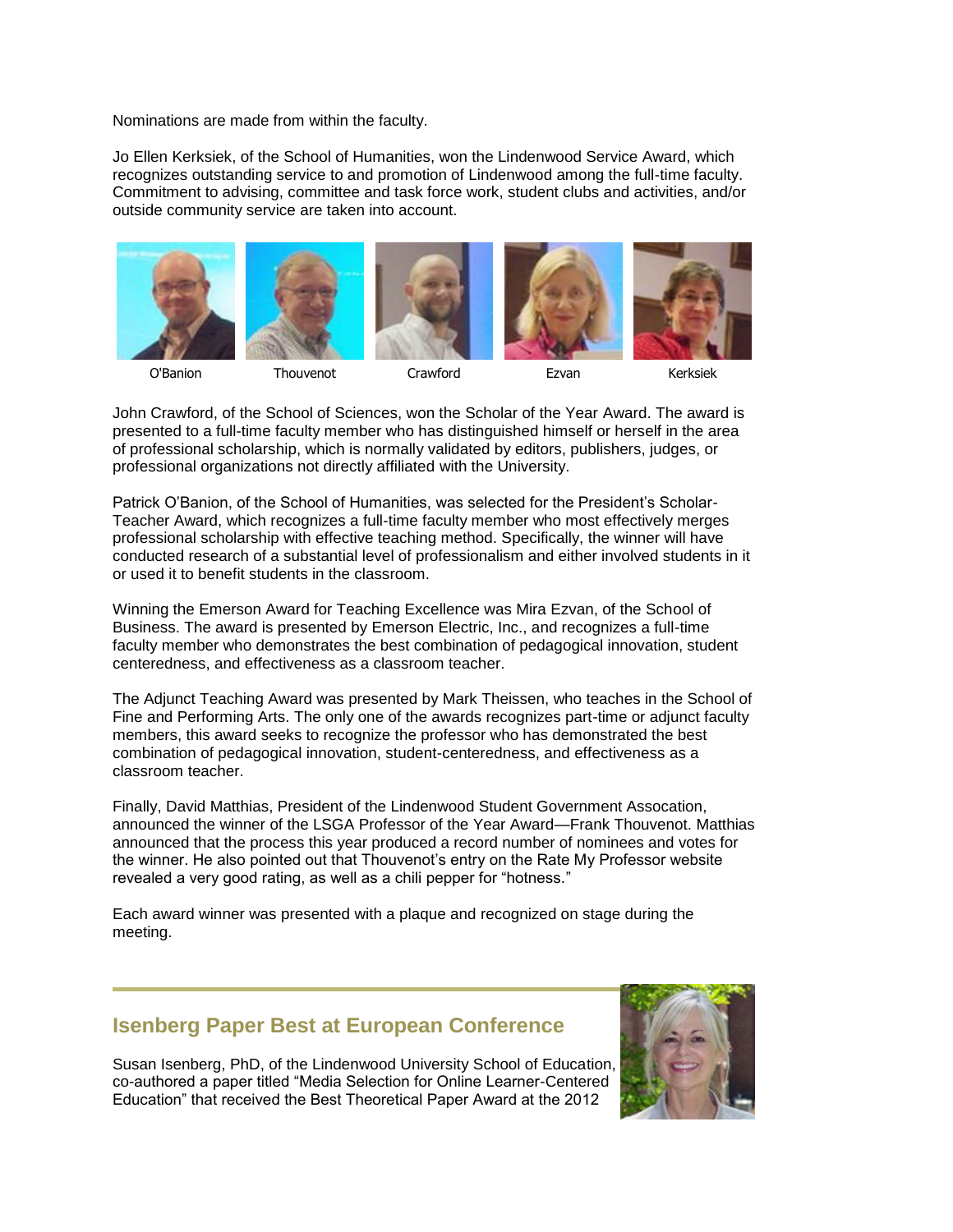Nominations are made from within the faculty.

Jo Ellen Kerksiek, of the School of Humanities, won the Lindenwood Service Award, which recognizes outstanding service to and promotion of Lindenwood among the full-time faculty. Commitment to advising, committee and task force work, student clubs and activities, and/or outside community service are taken into account.

O'Banion Thouvenot Crawford Ezvan Kerksiek

John Crawford, of the School of Sciences, won the Scholar of the Year Award. The award is presented to a full-time faculty member who has distinguished himself or herself in the area of professional scholarship, which is normally validated by editors, publishers, judges, or professional organizations not directly affiliated with the University.

Patrick O'Banion, of the School of Humanities, was selected for the President's Scholar-Teacher Award, which recognizes a full-time faculty member who most effectively merges professional scholarship with effective teaching method. Specifically, the winner will have conducted research of a substantial level of professionalism and either involved students in it or used it to benefit students in the classroom.

Winning the Emerson Award for Teaching Excellence was Mira Ezvan, of the School of Business. The award is presented by Emerson Electric, Inc., and recognizes a full-time faculty member who demonstrates the best combination of pedagogical innovation, student centeredness, and effectiveness as a classroom teacher.

The Adjunct Teaching Award was presented by Mark Theissen, who teaches in the School of Fine and Performing Arts. The only one of the awards recognizes part-time or adjunct faculty members, this award seeks to recognize the professor who has demonstrated the best combination of pedagogical innovation, student-centeredness, and effectiveness as a classroom teacher.

Finally, David Matthias, President of the Lindenwood Student Government Assocation, announced the winner of the LSGA Professor of the Year Award—Frank Thouvenot. Matthias announced that the process this year produced a record number of nominees and votes for the winner. He also pointed out that Thouvenot's entry on the Rate My Professor website revealed a very good rating, as well as a chili pepper for "hotness."

Each award winner was presented with a plaque and recognized on stage during the meeting.

## Isenberg Paper Best at European Conference

Susan Isenberg, PhD, of the Lindenwood University School of Education, co-authored a paper titled "Media Selection for Online Learner-Centered Education" that received the Best Theoretical Paper Award at the 2012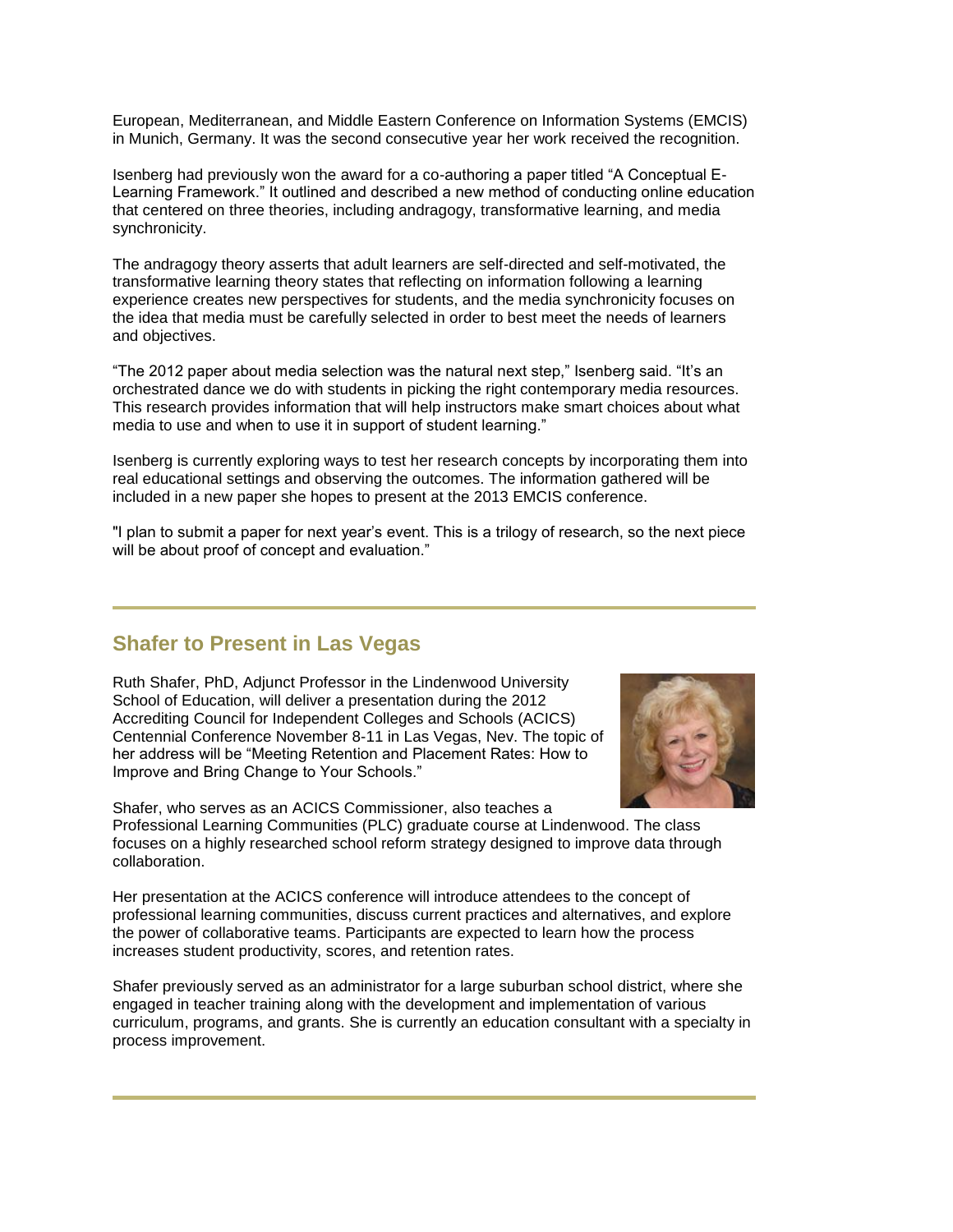European, Mediterranean, and Middle Eastern Conference on Information Systems (EMCIS) in Munich, Germany. It was the second consecutive year her work received the recognition.

Isenberg had previously won the award for a co-authoring a paper titled "A Conceptual E-Learning Framework." It outlined and described a new method of conducting online education that centered on three theories, including andragogy, transformative learning, and media synchronicity.

The andragogy theory asserts that adult learners are self-directed and self-motivated, the transformative learning theory states that reflecting on information following a learning experience creates new perspectives for students, and the media synchronicity focuses on the idea that media must be carefully selected in order to best meet the needs of learners and objectives.

"The 2012 paper about media selection was the natural next step," Isenberg said. "It's an orchestrated dance we do with students in picking the right contemporary media resources. This research provides information that will help instructors make smart choices about what media to use and when to use it in support of student learning."

Isenberg is currently exploring ways to test her research concepts by incorporating them into real educational settings and observing the outcomes. The information gathered will be included in a new paper she hopes to present at the 2013 EMCIS conference.

"I plan to submit a paper for next year's event. This is a trilogy of research, so the next piece will be about proof of concept and evaluation."

---

## Shafer to Present in Las Vegas

Ruth Shafer, PhD, Adjunct Professor in the Lindenwood University School of Education, will deliver a presentation during the 2012 Accrediting Council for Independent Colleges and Schools (ACICS) Centennial Conference November 8-11 in Las Vegas, Nev. The topic of her address will be "Meeting Retention and Placement Rates: How to Improve and Bring Change to Your Schools."

Shafer, who serves as an ACICS Commissioner, also teaches a Professional Learning Communities (PLC) graduate course at Lindenwood. The class focuses on a highly researched school reform strategy designed to improve data through collaboration.

Her presentation at the ACICS conference will introduce attendees to the concept of professional learning communities, discuss current practices and alternatives, and explore the power of collaborative teams. Participants are expected to learn how the process increases student productivity, scores, and retention rates.

Shafer previously served as an administrator for a large suburban school district, where she engaged in teacher training along with the development and implementation of various curriculum, programs, and grants. She is currently an education consultant with a specialty in process improvement.

---